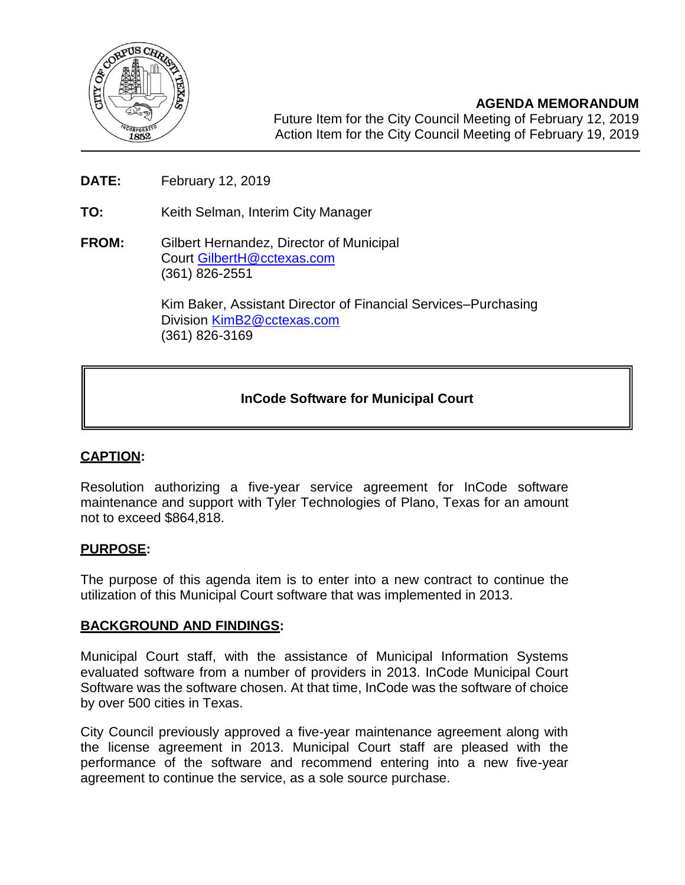**AGENDA MEMORANDUM**
Future Item for the City Council Meeting of February 12, 2019
Action Item for the City Council Meeting of February 19, 2019

**DATE:** February 12, 2019

**TO:** Keith Selman, Interim City Manager

**FROM:** Gilbert Hernandez, Director of Municipal Court GilbertH@cctexas.com
(361) 826-2551

Kim Baker, Assistant Director of Financial Services–Purchasing Division KimB2@cctexas.com
(361) 826-3169

## InCode Software for Municipal Court

**CAPTION:**

Resolution authorizing a five-year service agreement for InCode software maintenance and support with Tyler Technologies of Plano, Texas for an amount not to exceed $864,818.

**PURPOSE:**

The purpose of this agenda item is to enter into a new contract to continue the utilization of this Municipal Court software that was implemented in 2013.

**BACKGROUND AND FINDINGS:**

Municipal Court staff, with the assistance of Municipal Information Systems evaluated software from a number of providers in 2013. InCode Municipal Court Software was the software chosen. At that time, InCode was the software of choice by over 500 cities in Texas.

City Council previously approved a five-year maintenance agreement along with the license agreement in 2013. Municipal Court staff are pleased with the performance of the software and recommend entering into a new five-year agreement to continue the service, as a sole source purchase.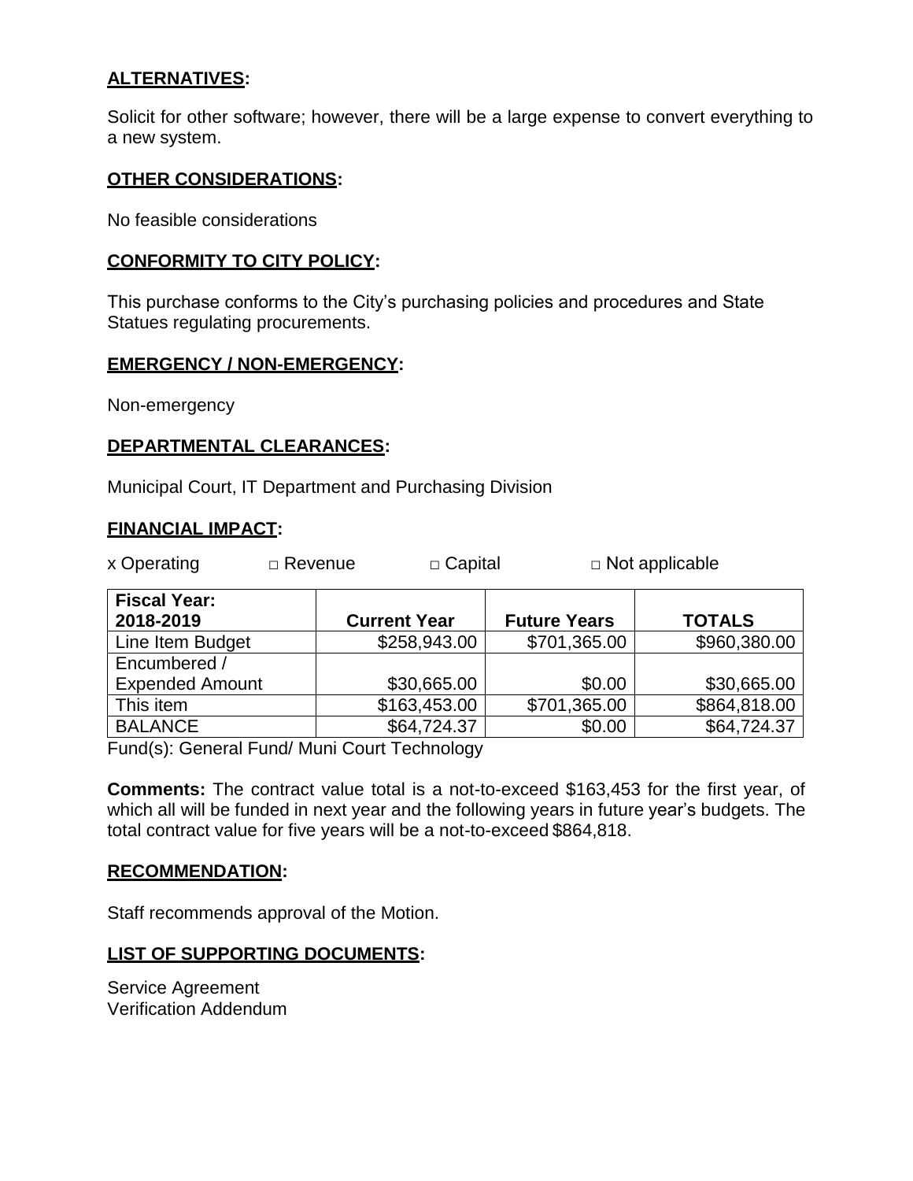**ALTERNATIVES:**

Solicit for other software; however, there will be a large expense to convert everything to a new system.

**OTHER CONSIDERATIONS:**

No feasible considerations

**CONFORMITY TO CITY POLICY:**

This purchase conforms to the City's purchasing policies and procedures and State Statues regulating procurements.

**EMERGENCY / NON-EMERGENCY:**

Non-emergency

**DEPARTMENTAL CLEARANCES:**

Municipal Court, IT Department and Purchasing Division

**FINANCIAL IMPACT:**

x Operating □ Revenue □ Capital □ Not applicable

| Fiscal Year: 2018-2019 | Current Year | Future Years | TOTALS |
|---|---|---|---|
| Line Item Budget | $258,943.00 | $701,365.00 | $960,380.00 |
| Encumbered / Expended Amount | $30,665.00 | $0.00 | $30,665.00 |
| This item | $163,453.00 | $701,365.00 | $864,818.00 |
| BALANCE | $64,724.37 | $0.00 | $64,724.37 |

Fund(s): General Fund/ Muni Court Technology

**Comments:** The contract value total is a not-to-exceed $163,453 for the first year, of which all will be funded in next year and the following years in future year's budgets. The total contract value for five years will be a not-to-exceed $864,818.

**RECOMMENDATION:**

Staff recommends approval of the Motion.

**LIST OF SUPPORTING DOCUMENTS:**

Service Agreement
Verification Addendum